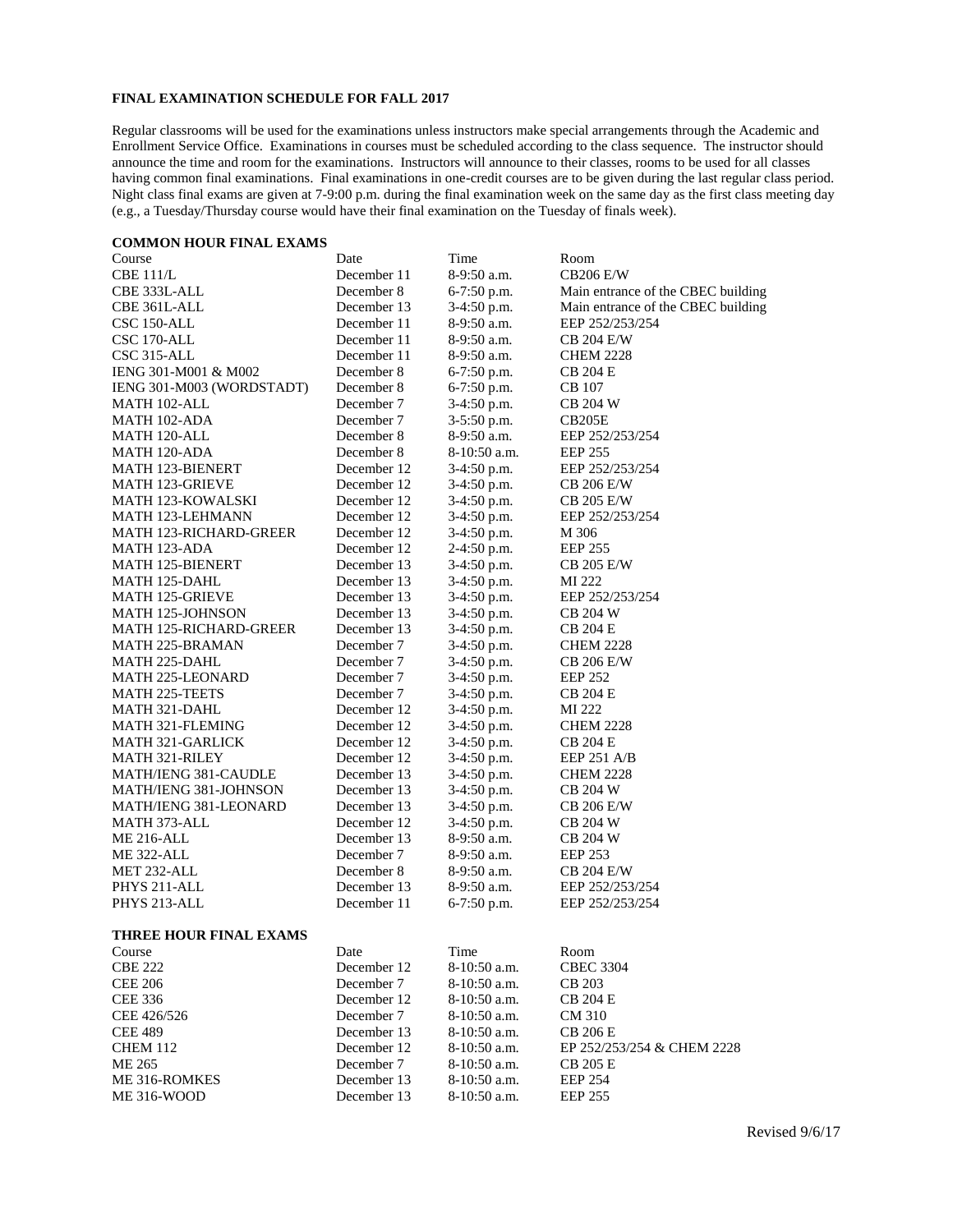# FINAL EXAMINATION SCHEDULE FOR FALL 2017

Regular classrooms will be used for the examinations unless instructors make special arrangements through the Academic and Enrollment Service Office. Examinations in courses must be scheduled according to the class sequence. The instructor should announce the time and room for the examinations. Instructors will announce to their classes, rooms to be used for all classes having common final examinations. Final examinations in one-credit courses are to be given during the last regular class period. Night class final exams are given at 7-9:00 p.m. during the final examination week on the same day as the first class meeting day (e.g., a Tuesday/Thursday course would have their final examination on the Tuesday of finals week).

## COMMON HOUR FINAL EXAMS

| Course | Date | Time | Room |
|---|---|---|---|
| CBE 111/L | December 11 | 8-9:50 a.m. | CB206 E/W |
| CBE 333L-ALL | December 8 | 6-7:50 p.m. | Main entrance of the CBEC building |
| CBE 361L-ALL | December 13 | 3-4:50 p.m. | Main entrance of the CBEC building |
| CSC 150-ALL | December 11 | 8-9:50 a.m. | EEP 252/253/254 |
| CSC 170-ALL | December 11 | 8-9:50 a.m. | CB 204 E/W |
| CSC 315-ALL | December 11 | 8-9:50 a.m. | CHEM 2228 |
| IENG 301-M001 & M002 | December 8 | 6-7:50 p.m. | CB 204 E |
| IENG 301-M003 (WORDSTADT) | December 8 | 6-7:50 p.m. | CB 107 |
| MATH 102-ALL | December 7 | 3-4:50 p.m. | CB 204 W |
| MATH 102-ADA | December 7 | 3-5:50 p.m. | CB205E |
| MATH 120-ALL | December 8 | 8-9:50 a.m. | EEP 252/253/254 |
| MATH 120-ADA | December 8 | 8-10:50 a.m. | EEP 255 |
| MATH 123-BIENERT | December 12 | 3-4:50 p.m. | EEP 252/253/254 |
| MATH 123-GRIEVE | December 12 | 3-4:50 p.m. | CB 206 E/W |
| MATH 123-KOWALSKI | December 12 | 3-4:50 p.m. | CB 205 E/W |
| MATH 123-LEHMANN | December 12 | 3-4:50 p.m. | EEP 252/253/254 |
| MATH 123-RICHARD-GREER | December 12 | 3-4:50 p.m. | M 306 |
| MATH 123-ADA | December 12 | 2-4:50 p.m. | EEP 255 |
| MATH 125-BIENERT | December 13 | 3-4:50 p.m. | CB 205 E/W |
| MATH 125-DAHL | December 13 | 3-4:50 p.m. | MI 222 |
| MATH 125-GRIEVE | December 13 | 3-4:50 p.m. | EEP 252/253/254 |
| MATH 125-JOHNSON | December 13 | 3-4:50 p.m. | CB 204 W |
| MATH 125-RICHARD-GREER | December 13 | 3-4:50 p.m. | CB 204 E |
| MATH 225-BRAMAN | December 7 | 3-4:50 p.m. | CHEM 2228 |
| MATH 225-DAHL | December 7 | 3-4:50 p.m. | CB 206 E/W |
| MATH 225-LEONARD | December 7 | 3-4:50 p.m. | EEP 252 |
| MATH 225-TEETS | December 7 | 3-4:50 p.m. | CB 204 E |
| MATH 321-DAHL | December 12 | 3-4:50 p.m. | MI 222 |
| MATH 321-FLEMING | December 12 | 3-4:50 p.m. | CHEM 2228 |
| MATH 321-GARLICK | December 12 | 3-4:50 p.m. | CB 204 E |
| MATH 321-RILEY | December 12 | 3-4:50 p.m. | EEP 251 A/B |
| MATH/IENG 381-CAUDLE | December 13 | 3-4:50 p.m. | CHEM 2228 |
| MATH/IENG 381-JOHNSON | December 13 | 3-4:50 p.m. | CB 204 W |
| MATH/IENG 381-LEONARD | December 13 | 3-4:50 p.m. | CB 206 E/W |
| MATH 373-ALL | December 12 | 3-4:50 p.m. | CB 204 W |
| ME 216-ALL | December 13 | 8-9:50 a.m. | CB 204 W |
| ME 322-ALL | December 7 | 8-9:50 a.m. | EEP 253 |
| MET 232-ALL | December 8 | 8-9:50 a.m. | CB 204 E/W |
| PHYS 211-ALL | December 13 | 8-9:50 a.m. | EEP 252/253/254 |
| PHYS 213-ALL | December 11 | 6-7:50 p.m. | EEP 252/253/254 |

## THREE HOUR FINAL EXAMS

| Course | Date | Time | Room |
|---|---|---|---|
| CBE 222 | December 12 | 8-10:50 a.m. | CBEC 3304 |
| CEE 206 | December 7 | 8-10:50 a.m. | CB 203 |
| CEE 336 | December 12 | 8-10:50 a.m. | CB 204 E |
| CEE 426/526 | December 7 | 8-10:50 a.m. | CM 310 |
| CEE 489 | December 13 | 8-10:50 a.m. | CB 206 E |
| CHEM 112 | December 12 | 8-10:50 a.m. | EP 252/253/254 & CHEM 2228 |
| ME 265 | December 7 | 8-10:50 a.m. | CB 205 E |
| ME 316-ROMKES | December 13 | 8-10:50 a.m. | EEP 254 |
| ME 316-WOOD | December 13 | 8-10:50 a.m. | EEP 255 |

Revised 9/6/17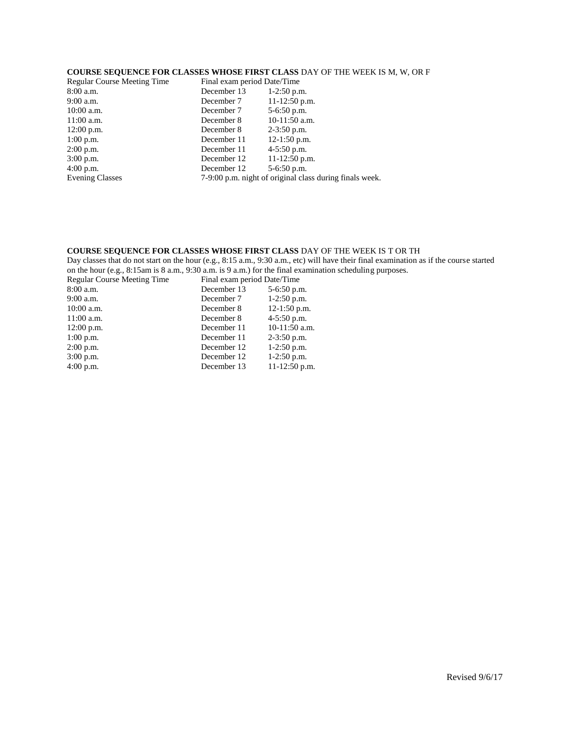**COURSE SEQUENCE FOR CLASSES WHOSE FIRST CLASS** DAY OF THE WEEK IS M, W, OR F

| Regular Course Meeting Time | Final exam period Date/Time | |
|---|---|---|
| 8:00 a.m. | December 13 | 1-2:50 p.m. |
| 9:00 a.m. | December 7 | 11-12:50 p.m. |
| 10:00 a.m. | December 7 | 5-6:50 p.m. |
| 11:00 a.m. | December 8 | 10-11:50 a.m. |
| 12:00 p.m. | December 8 | 2-3:50 p.m. |
| 1:00 p.m. | December 11 | 12-1:50 p.m. |
| 2:00 p.m. | December 11 | 4-5:50 p.m. |
| 3:00 p.m. | December 12 | 11-12:50 p.m. |
| 4:00 p.m. | December 12 | 5-6:50 p.m. |
| Evening Classes | 7-9:00 p.m. night of original class during finals week. | |

**COURSE SEQUENCE FOR CLASSES WHOSE FIRST CLASS** DAY OF THE WEEK IS T OR TH

Day classes that do not start on the hour (e.g., 8:15 a.m., 9:30 a.m., etc) will have their final examination as if the course started on the hour (e.g., 8:15am is 8 a.m., 9:30 a.m. is 9 a.m.) for the final examination scheduling purposes.

| Regular Course Meeting Time | Final exam period Date/Time | |
|---|---|---|
| 8:00 a.m. | December 13 | 5-6:50 p.m. |
| 9:00 a.m. | December 7 | 1-2:50 p.m. |
| 10:00 a.m. | December 8 | 12-1:50 p.m. |
| 11:00 a.m. | December 8 | 4-5:50 p.m. |
| 12:00 p.m. | December 11 | 10-11:50 a.m. |
| 1:00 p.m. | December 11 | 2-3:50 p.m. |
| 2:00 p.m. | December 12 | 1-2:50 p.m. |
| 3:00 p.m. | December 12 | 1-2:50 p.m. |
| 4:00 p.m. | December 13 | 11-12:50 p.m. |

Revised 9/6/17